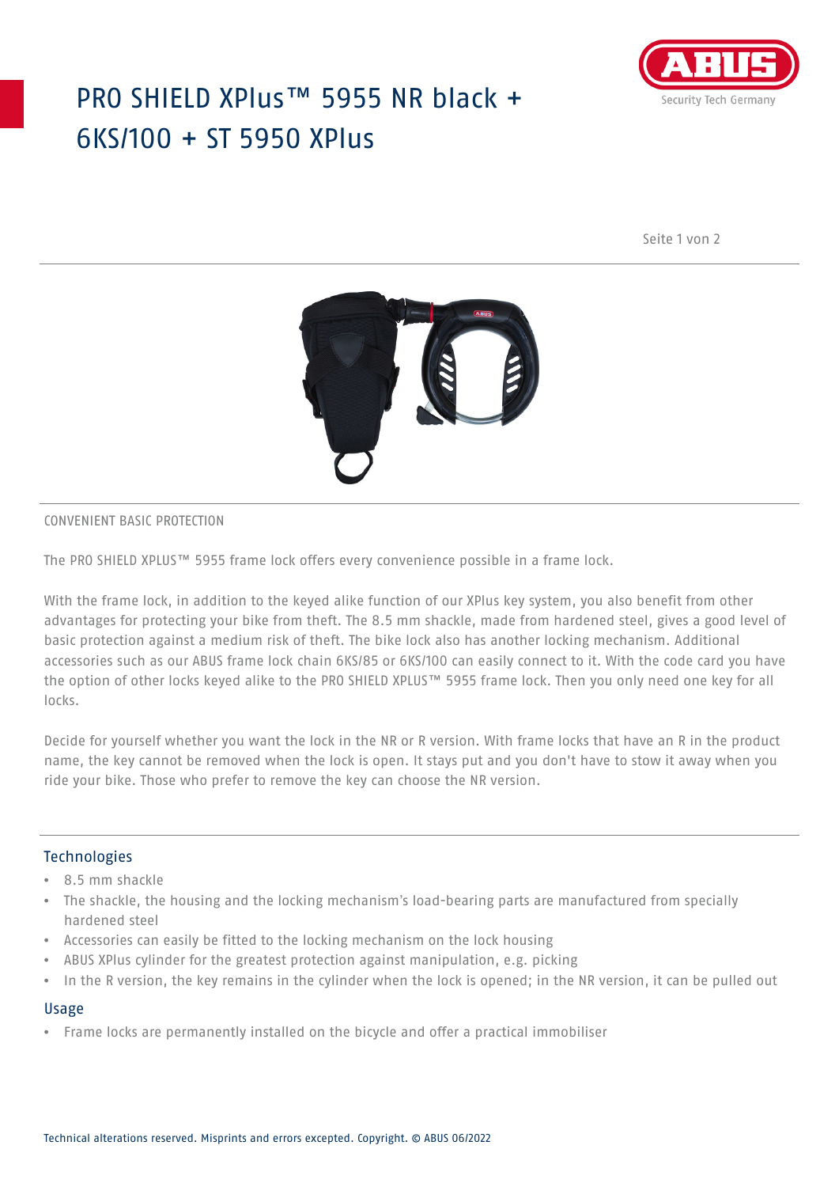# PRO SHIELD XPlus™ 5955 NR black + 6KS/100 + ST 5950 XPlus

CONVENIENT BASIC PROTECTION

The PRO SHIELD XPLUS™ 5955 frame lock offers every convenience possible in a frame lock.

With the frame lock, in addition to the keyed alike function of our XPlus key system, you also benefit from other advantages for protecting your bike from theft. The 8.5 mm shackle, made from hardened steel, gives a good level of basic protection against a medium risk of theft. The bike lock also has another locking mechanism. Additional accessories such as our ABUS frame lock chain 6KS/85 or 6KS/100 can easily connect to it. With the code card you have the option of other locks keyed alike to the PRO SHIELD XPLUS™ 5955 frame lock. Then you only need one key for all locks.

Decide for yourself whether you want the lock in the NR or R version. With frame locks that have an R in the product name, the key cannot be removed when the lock is open. It stays put and you don't have to stow it away when you ride your bike. Those who prefer to remove the key can choose the NR version.

## Technologies

- 8.5 mm shackle
- The shackle, the housing and the locking mechanism's load-bearing parts are manufactured from specially hardened steel
- Accessories can easily be fitted to the locking mechanism on the lock housing
- ABUS XPlus cylinder for the greatest protection against manipulation, e.g. picking
- In the R version, the key remains in the cylinder when the lock is opened; in the NR version, it can be pulled out

## Usage

- Frame locks are permanently installed on the bicycle and offer a practical immobiliser

Technical alterations reserved. Misprints and errors excepted. Copyright. © ABUS 06/2022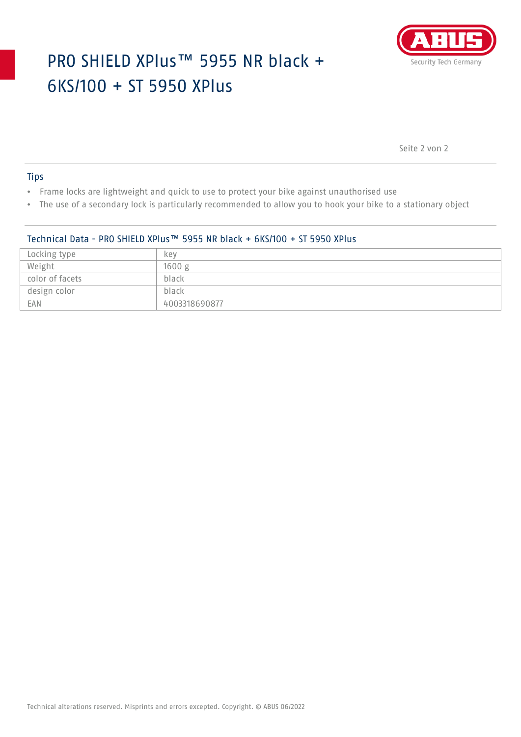# PRO SHIELD XPlus™ 5955 NR black + 6KS/100 + ST 5950 XPlus

## Tips

- Frame locks are lightweight and quick to use to protect your bike against unauthorised use
- The use of a secondary lock is particularly recommended to allow you to hook your bike to a stationary object

## Technical Data - PRO SHIELD XPlus™ 5955 NR black + 6KS/100 + ST 5950 XPlus

| | |
|---|---|
| Locking type | key |
| Weight | 1600 g |
| color of facets | black |
| design color | black |
| EAN | 4003318690877 |

Technical alterations reserved. Misprints and errors excepted. Copyright. © ABUS 06/2022